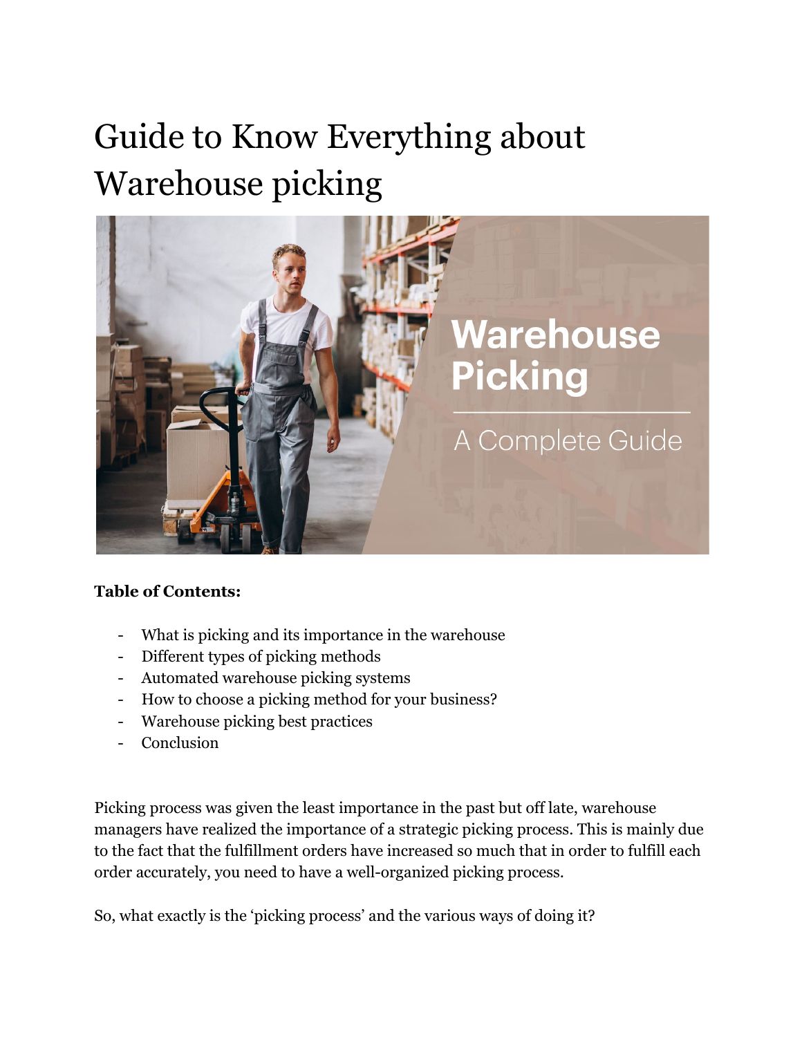# Guide to Know Everything about Warehouse picking

**Table of Contents:**

- What is picking and its importance in the warehouse
- Different types of picking methods
- Automated warehouse picking systems
- How to choose a picking method for your business?
- Warehouse picking best practices
- Conclusion

Picking process was given the least importance in the past but off late, warehouse managers have realized the importance of a strategic picking process. This is mainly due to the fact that the fulfillment orders have increased so much that in order to fulfill each order accurately, you need to have a well-organized picking process.

So, what exactly is the 'picking process' and the various ways of doing it?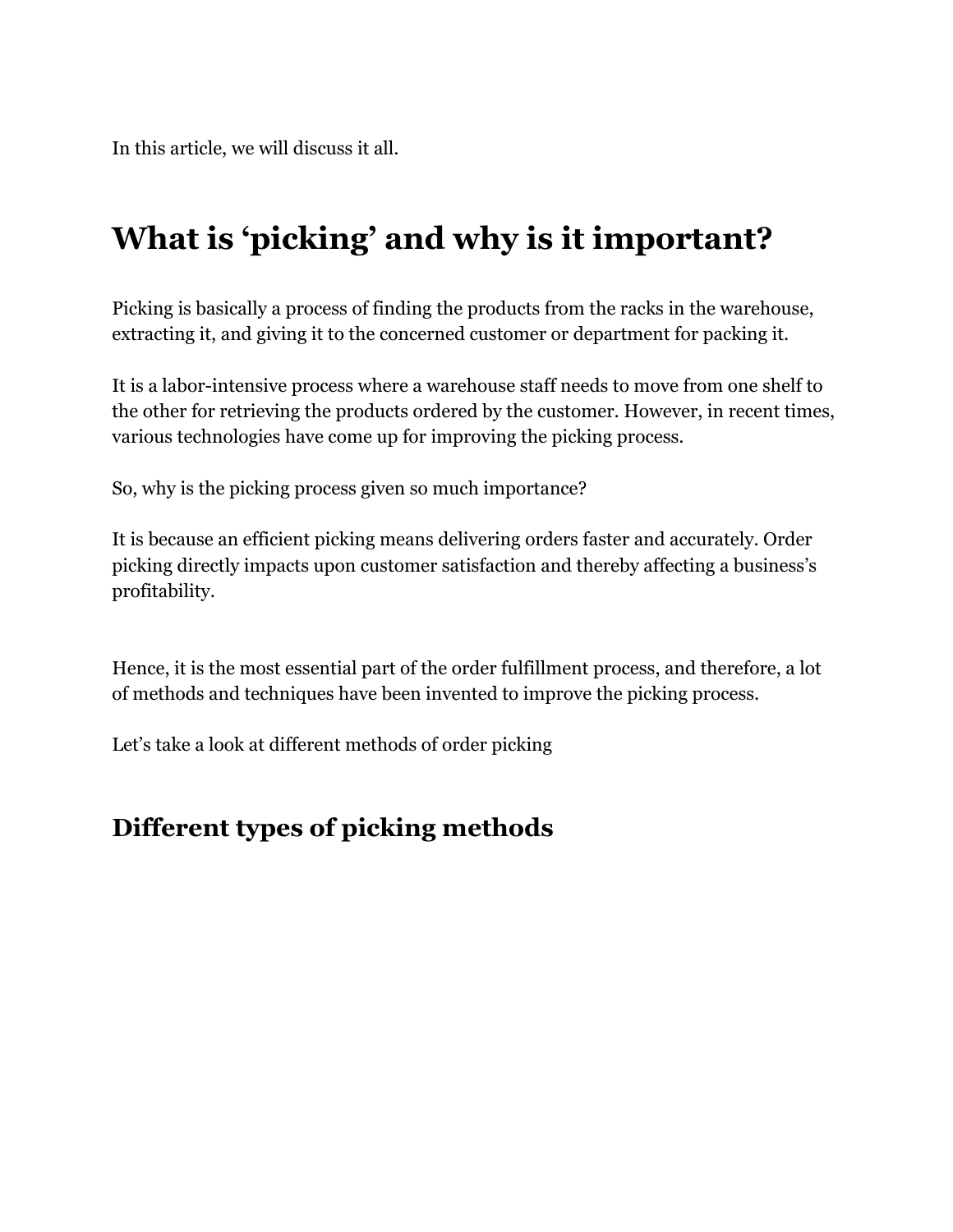In this article, we will discuss it all.

# What is ‘picking’ and why is it important?

Picking is basically a process of finding the products from the racks in the warehouse, extracting it, and giving it to the concerned customer or department for packing it.

It is a labor-intensive process where a warehouse staff needs to move from one shelf to the other for retrieving the products ordered by the customer. However, in recent times, various technologies have come up for improving the picking process.

So, why is the picking process given so much importance?

It is because an efficient picking means delivering orders faster and accurately. Order picking directly impacts upon customer satisfaction and thereby affecting a business’s profitability.

Hence, it is the most essential part of the order fulfillment process, and therefore, a lot of methods and techniques have been invented to improve the picking process.

Let’s take a look at different methods of order picking

## Different types of picking methods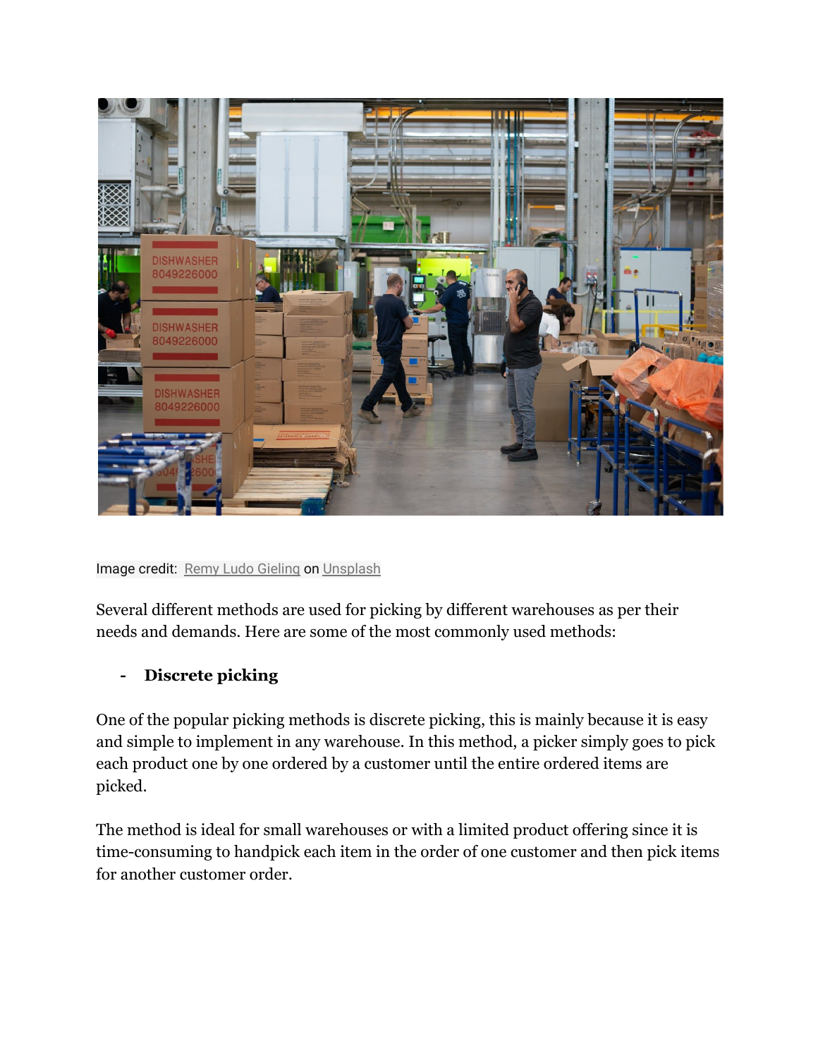Image credit: Remy Ludo Gieling on Unsplash

Several different methods are used for picking by different warehouses as per their needs and demands. Here are some of the most commonly used methods:

- **Discrete picking**

One of the popular picking methods is discrete picking, this is mainly because it is easy and simple to implement in any warehouse. In this method, a picker simply goes to pick each product one by one ordered by a customer until the entire ordered items are picked.

The method is ideal for small warehouses or with a limited product offering since it is time-consuming to handpick each item in the order of one customer and then pick items for another customer order.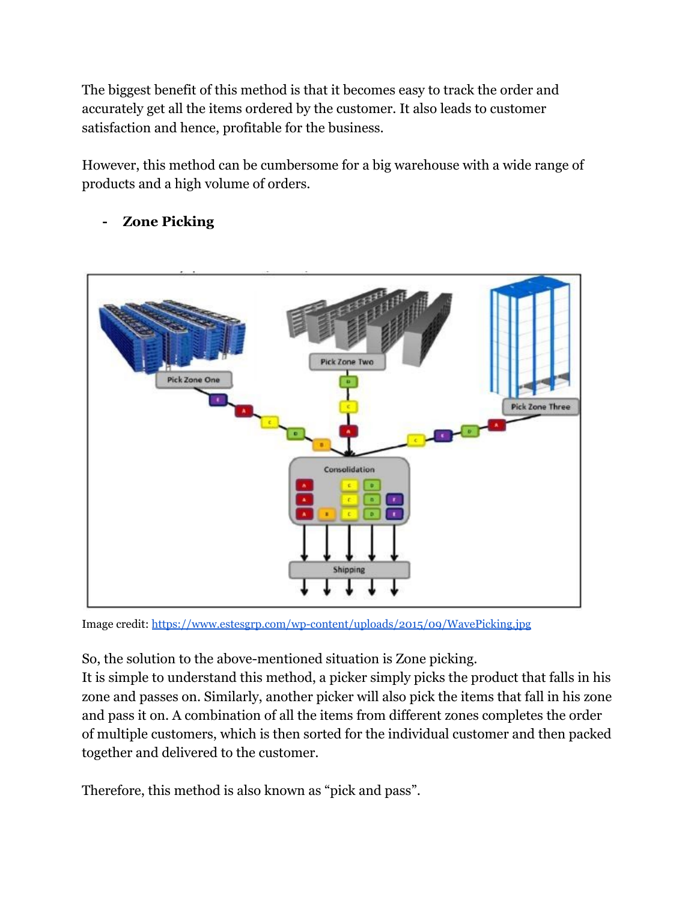The biggest benefit of this method is that it becomes easy to track the order and accurately get all the items ordered by the customer. It also leads to customer satisfaction and hence, profitable for the business.

However, this method can be cumbersome for a big warehouse with a wide range of products and a high volume of orders.

- **Zone Picking**

Image credit: https://www.estesgrp.com/wp-content/uploads/2015/09/WavePicking.jpg

So, the solution to the above-mentioned situation is Zone picking.
It is simple to understand this method, a picker simply picks the product that falls in his zone and passes on. Similarly, another picker will also pick the items that fall in his zone and pass it on. A combination of all the items from different zones completes the order of multiple customers, which is then sorted for the individual customer and then packed together and delivered to the customer.

Therefore, this method is also known as “pick and pass”.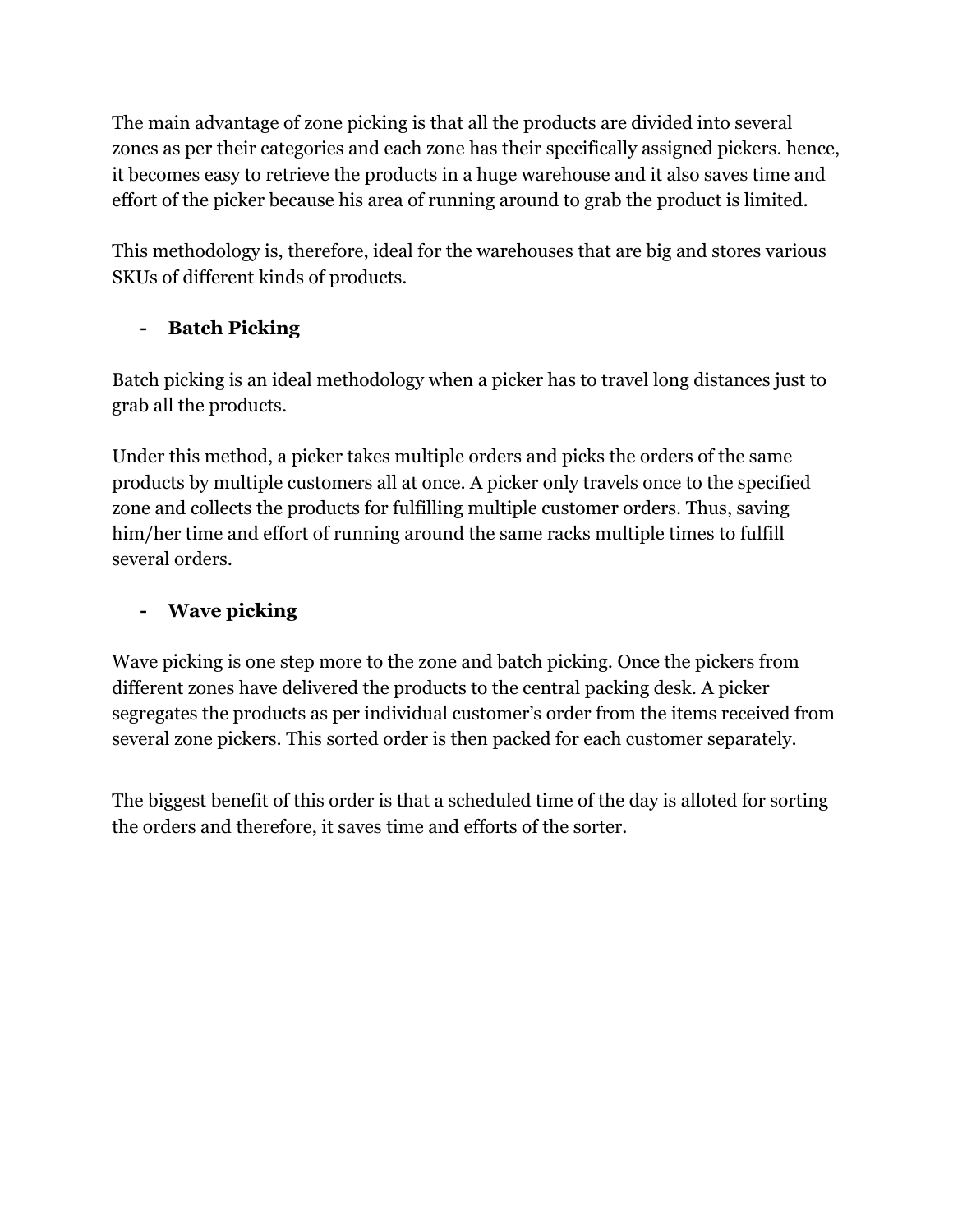The main advantage of zone picking is that all the products are divided into several zones as per their categories and each zone has their specifically assigned pickers. hence, it becomes easy to retrieve the products in a huge warehouse and it also saves time and effort of the picker because his area of running around to grab the product is limited.

This methodology is, therefore, ideal for the warehouses that are big and stores various SKUs of different kinds of products.

- **Batch Picking**

Batch picking is an ideal methodology when a picker has to travel long distances just to grab all the products.

Under this method, a picker takes multiple orders and picks the orders of the same products by multiple customers all at once. A picker only travels once to the specified zone and collects the products for fulfilling multiple customer orders. Thus, saving him/her time and effort of running around the same racks multiple times to fulfill several orders.

- **Wave picking**

Wave picking is one step more to the zone and batch picking. Once the pickers from different zones have delivered the products to the central packing desk. A picker segregates the products as per individual customer's order from the items received from several zone pickers. This sorted order is then packed for each customer separately.

The biggest benefit of this order is that a scheduled time of the day is alloted for sorting the orders and therefore, it saves time and efforts of the sorter.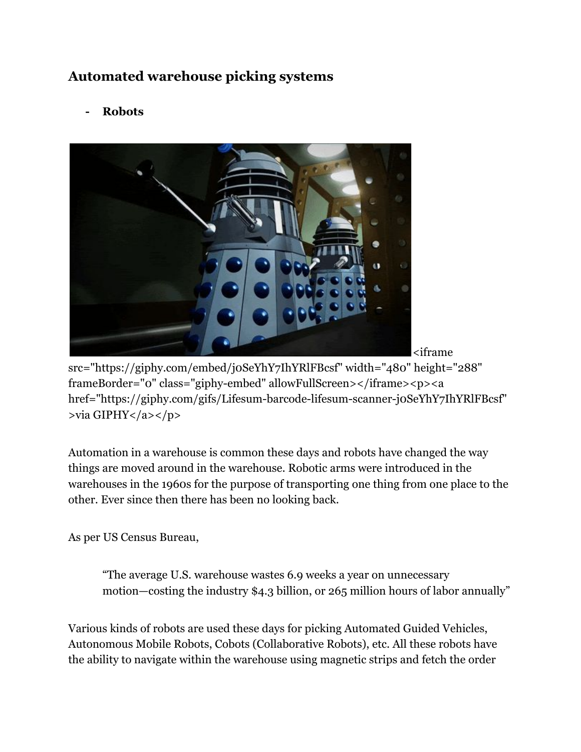## Automated warehouse picking systems

- **Robots**

<iframe src="https://giphy.com/embed/j0SeYhY7IhYRlFBcsf" width="480" height="288" frameBorder="0" class="giphy-embed" allowFullScreen></iframe><p><a href="https://giphy.com/gifs/Lifesum-barcode-lifesum-scanner-j0SeYhY7IhYRlFBcsf">via GIPHY</a></p>

Automation in a warehouse is common these days and robots have changed the way things are moved around in the warehouse. Robotic arms were introduced in the warehouses in the 1960s for the purpose of transporting one thing from one place to the other. Ever since then there has been no looking back.

As per US Census Bureau,

> "The average U.S. warehouse wastes 6.9 weeks a year on unnecessary motion—costing the industry $4.3 billion, or 265 million hours of labor annually"

Various kinds of robots are used these days for picking Automated Guided Vehicles, Autonomous Mobile Robots, Cobots (Collaborative Robots), etc. All these robots have the ability to navigate within the warehouse using magnetic strips and fetch the order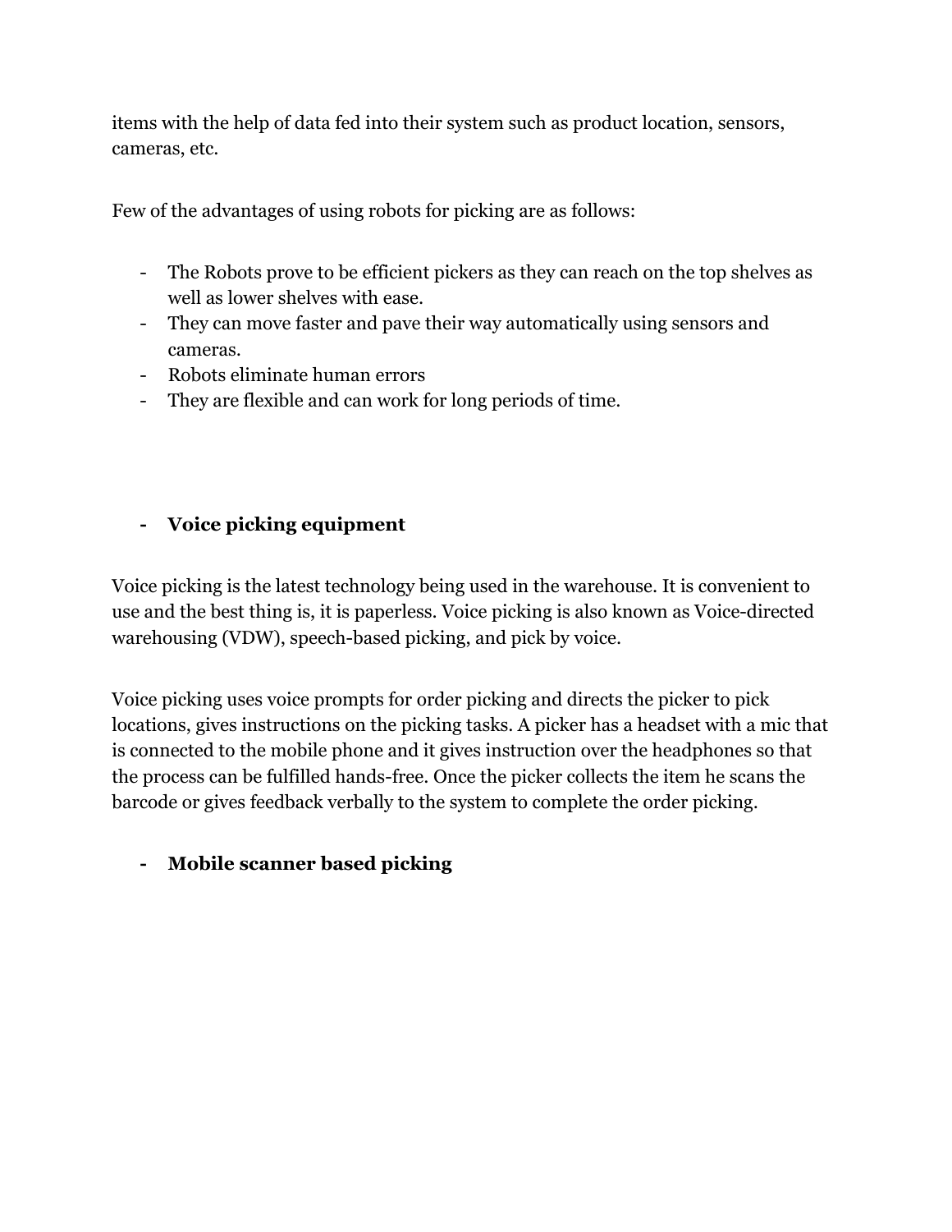items with the help of data fed into their system such as product location, sensors, cameras, etc.

Few of the advantages of using robots for picking are as follows:

- The Robots prove to be efficient pickers as they can reach on the top shelves as well as lower shelves with ease.
- They can move faster and pave their way automatically using sensors and cameras.
- Robots eliminate human errors
- They are flexible and can work for long periods of time.

- **Voice picking equipment**

Voice picking is the latest technology being used in the warehouse. It is convenient to use and the best thing is, it is paperless. Voice picking is also known as Voice-directed warehousing (VDW), speech-based picking, and pick by voice.

Voice picking uses voice prompts for order picking and directs the picker to pick locations, gives instructions on the picking tasks. A picker has a headset with a mic that is connected to the mobile phone and it gives instruction over the headphones so that the process can be fulfilled hands-free. Once the picker collects the item he scans the barcode or gives feedback verbally to the system to complete the order picking.

- **Mobile scanner based picking**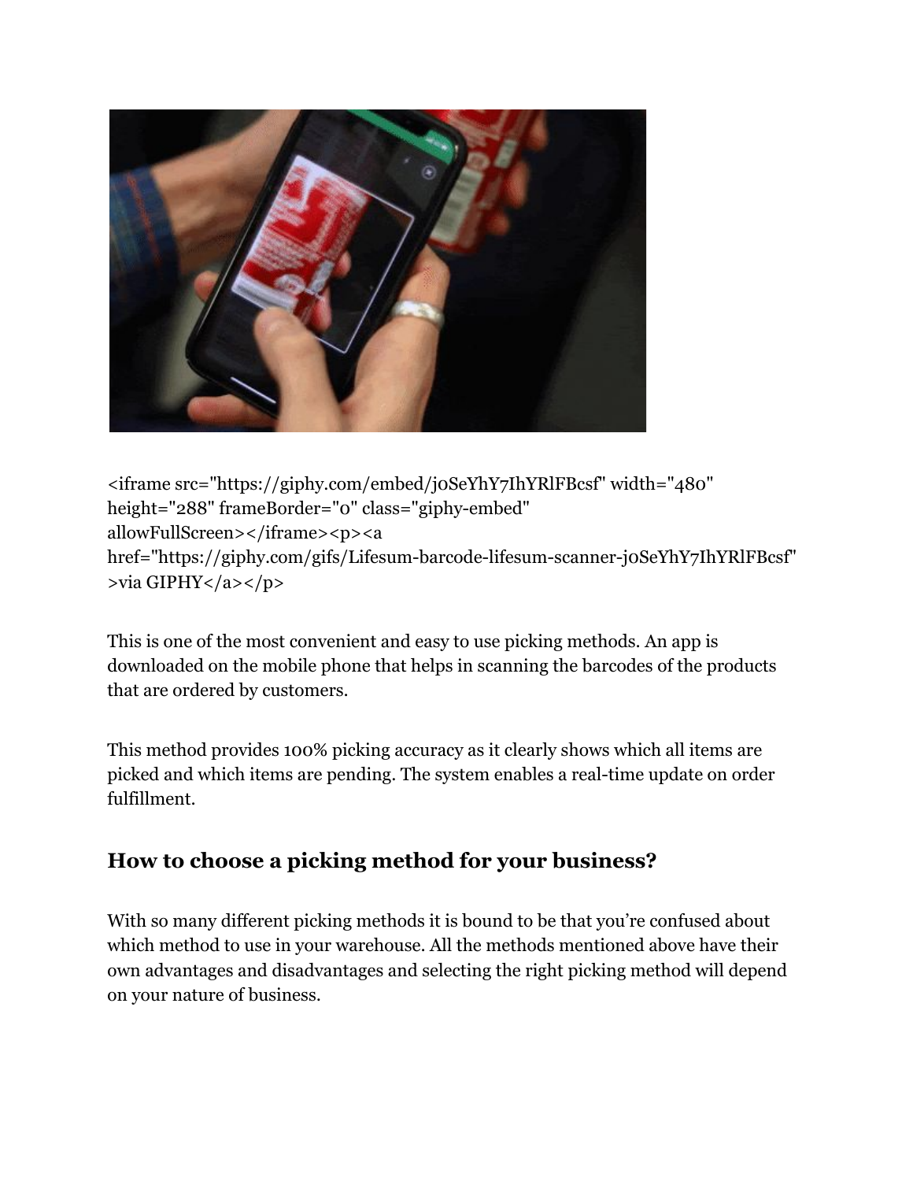<iframe src="https://giphy.com/embed/j0SeYhY7IhYRlFBcsf" width="480" height="288" frameBorder="0" class="giphy-embed" allowFullScreen></iframe><p><a href="https://giphy.com/gifs/Lifesum-barcode-lifesum-scanner-j0SeYhY7IhYRlFBcsf">via GIPHY</a></p>

This is one of the most convenient and easy to use picking methods. An app is downloaded on the mobile phone that helps in scanning the barcodes of the products that are ordered by customers.

This method provides 100% picking accuracy as it clearly shows which all items are picked and which items are pending. The system enables a real-time update on order fulfillment.

### How to choose a picking method for your business?

With so many different picking methods it is bound to be that you're confused about which method to use in your warehouse. All the methods mentioned above have their own advantages and disadvantages and selecting the right picking method will depend on your nature of business.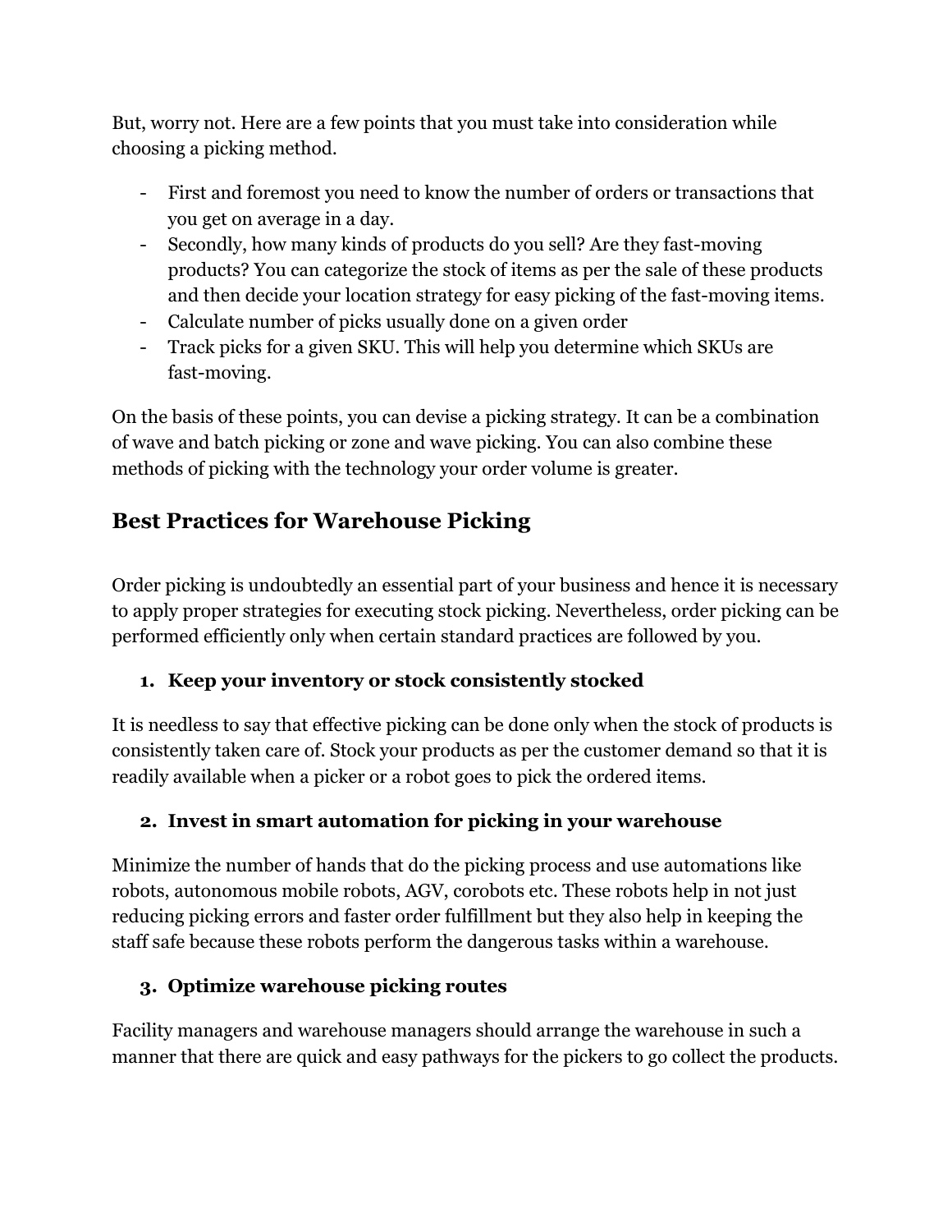But, worry not. Here are a few points that you must take into consideration while choosing a picking method.

- First and foremost you need to know the number of orders or transactions that you get on average in a day.
- Secondly, how many kinds of products do you sell? Are they fast-moving products? You can categorize the stock of items as per the sale of these products and then decide your location strategy for easy picking of the fast-moving items.
- Calculate number of picks usually done on a given order
- Track picks for a given SKU. This will help you determine which SKUs are fast-moving.

On the basis of these points, you can devise a picking strategy. It can be a combination of wave and batch picking or zone and wave picking. You can also combine these methods of picking with the technology your order volume is greater.

## Best Practices for Warehouse Picking

Order picking is undoubtedly an essential part of your business and hence it is necessary to apply proper strategies for executing stock picking. Nevertheless, order picking can be performed efficiently only when certain standard practices are followed by you.

1. **Keep your inventory or stock consistently stocked**

It is needless to say that effective picking can be done only when the stock of products is consistently taken care of. Stock your products as per the customer demand so that it is readily available when a picker or a robot goes to pick the ordered items.

2. **Invest in smart automation for picking in your warehouse**

Minimize the number of hands that do the picking process and use automations like robots, autonomous mobile robots, AGV, corobots etc. These robots help in not just reducing picking errors and faster order fulfillment but they also help in keeping the staff safe because these robots perform the dangerous tasks within a warehouse.

3. **Optimize warehouse picking routes**

Facility managers and warehouse managers should arrange the warehouse in such a manner that there are quick and easy pathways for the pickers to go collect the products.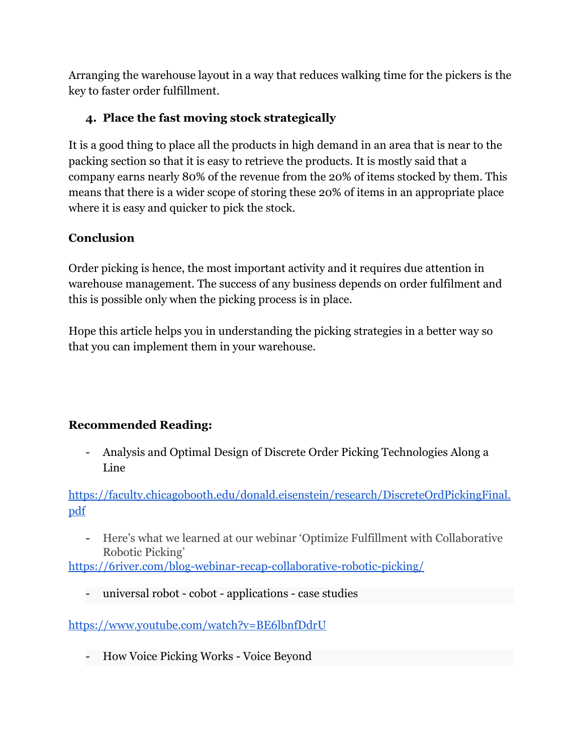Arranging the warehouse layout in a way that reduces walking time for the pickers is the key to faster order fulfillment.

4. **Place the fast moving stock strategically**

It is a good thing to place all the products in high demand in an area that is near to the packing section so that it is easy to retrieve the products. It is mostly said that a company earns nearly 80% of the revenue from the 20% of items stocked by them. This means that there is a wider scope of storing these 20% of items in an appropriate place where it is easy and quicker to pick the stock.

**Conclusion**

Order picking is hence, the most important activity and it requires due attention in warehouse management. The success of any business depends on order fulfilment and this is possible only when the picking process is in place.

Hope this article helps you in understanding the picking strategies in a better way so that you can implement them in your warehouse.

**Recommended Reading:**

- Analysis and Optimal Design of Discrete Order Picking Technologies Along a Line

https://faculty.chicagobooth.edu/donald.eisenstein/research/DiscreteOrdPickingFinal.pdf

- Here's what we learned at our webinar 'Optimize Fulfillment with Collaborative Robotic Picking'

https://6river.com/blog-webinar-recap-collaborative-robotic-picking/

- universal robot - cobot - applications - case studies

https://www.youtube.com/watch?v=BE6lbnfDdrU

- How Voice Picking Works - Voice Beyond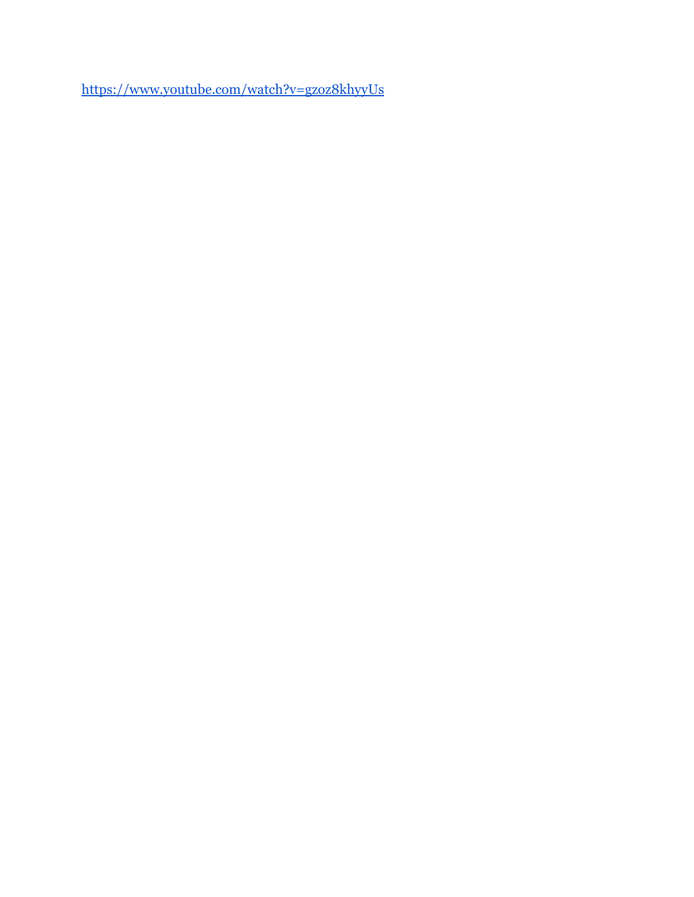https://www.youtube.com/watch?v=gzoz8khyyUs